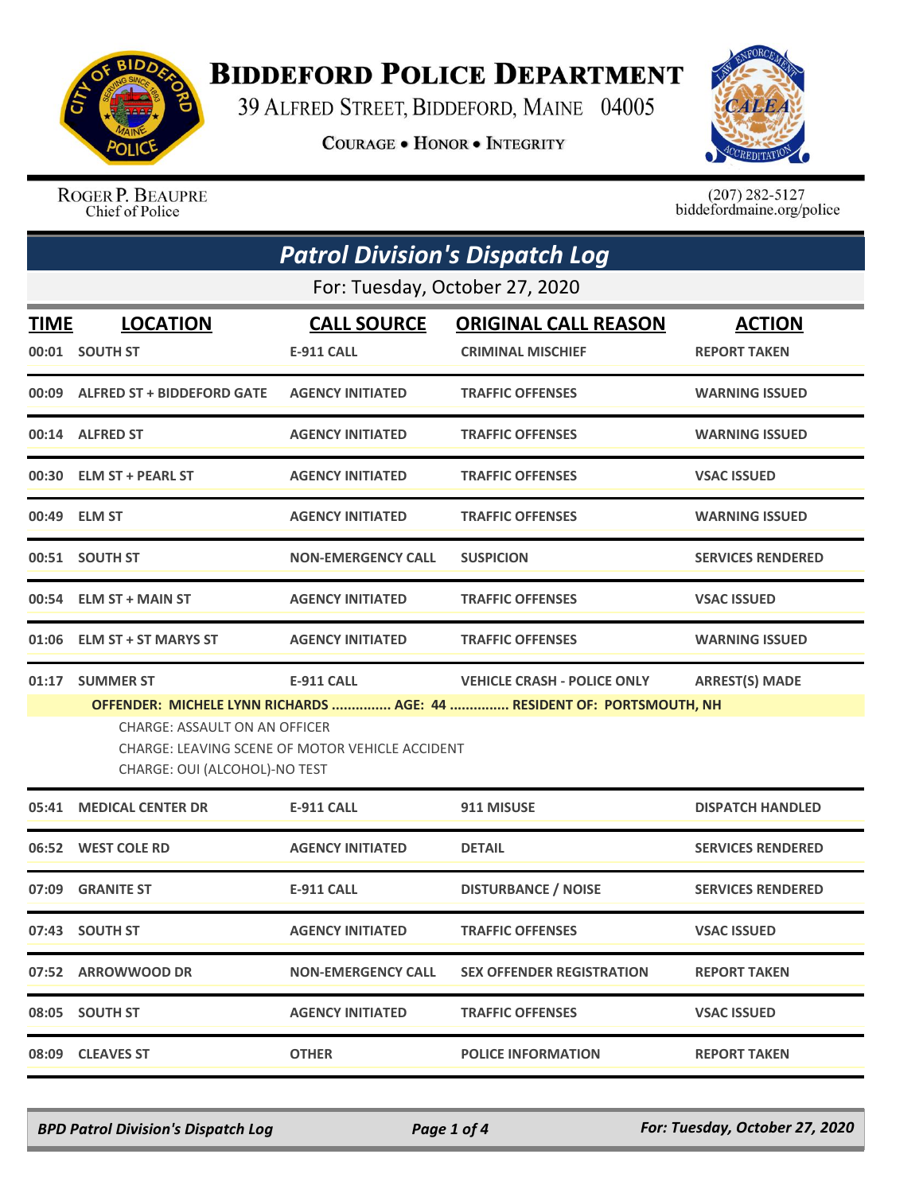# BIDDEFORD POLICE DEPARTMENT

39 ALFRED STREET, BIDDEFORD, MAINE 04005

**COURAGE • HONOR • INTEGRITY**

ROGER P. BEAUPRE
Chief of Police

(207) 282-5127
biddefordmaine.org/police

## *Patrol Division's Dispatch Log*

For: Tuesday, October 27, 2020

| TIME | LOCATION | CALL SOURCE | ORIGINAL CALL REASON | ACTION |
|---|---|---|---|---|
| 00:01 | SOUTH ST | E-911 CALL | CRIMINAL MISCHIEF | REPORT TAKEN |
| 00:09 | ALFRED ST + BIDDEFORD GATE | AGENCY INITIATED | TRAFFIC OFFENSES | WARNING ISSUED |
| 00:14 | ALFRED ST | AGENCY INITIATED | TRAFFIC OFFENSES | WARNING ISSUED |
| 00:30 | ELM ST + PEARL ST | AGENCY INITIATED | TRAFFIC OFFENSES | VSAC ISSUED |
| 00:49 | ELM ST | AGENCY INITIATED | TRAFFIC OFFENSES | WARNING ISSUED |
| 00:51 | SOUTH ST | NON-EMERGENCY CALL | SUSPICION | SERVICES RENDERED |
| 00:54 | ELM ST + MAIN ST | AGENCY INITIATED | TRAFFIC OFFENSES | VSAC ISSUED |
| 01:06 | ELM ST + ST MARYS ST | AGENCY INITIATED | TRAFFIC OFFENSES | WARNING ISSUED |
| 01:17 | SUMMER ST | E-911 CALL | VEHICLE CRASH - POLICE ONLY | ARREST(S) MADE |

**OFFENDER: MICHELE LYNN RICHARDS ............... AGE: 44 ............... RESIDENT OF: PORTSMOUTH, NH**

CHARGE: ASSAULT ON AN OFFICER
CHARGE: LEAVING SCENE OF MOTOR VEHICLE ACCIDENT
CHARGE: OUI (ALCOHOL)-NO TEST

| TIME | LOCATION | CALL SOURCE | ORIGINAL CALL REASON | ACTION |
|---|---|---|---|---|
| 05:41 | MEDICAL CENTER DR | E-911 CALL | 911 MISUSE | DISPATCH HANDLED |
| 06:52 | WEST COLE RD | AGENCY INITIATED | DETAIL | SERVICES RENDERED |
| 07:09 | GRANITE ST | E-911 CALL | DISTURBANCE / NOISE | SERVICES RENDERED |
| 07:43 | SOUTH ST | AGENCY INITIATED | TRAFFIC OFFENSES | VSAC ISSUED |
| 07:52 | ARROWWOOD DR | NON-EMERGENCY CALL | SEX OFFENDER REGISTRATION | REPORT TAKEN |
| 08:05 | SOUTH ST | AGENCY INITIATED | TRAFFIC OFFENSES | VSAC ISSUED |
| 08:09 | CLEAVES ST | OTHER | POLICE INFORMATION | REPORT TAKEN |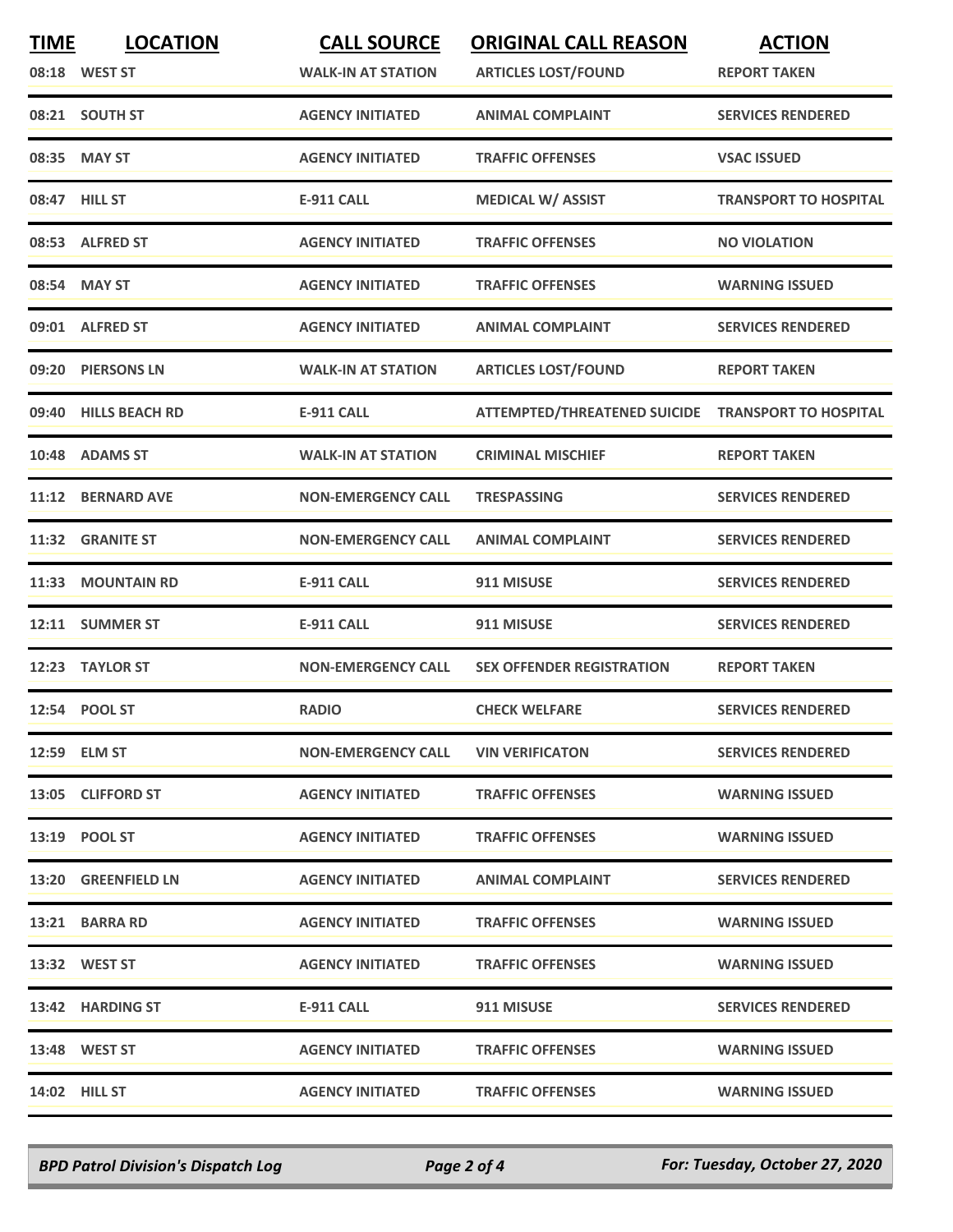| TIME | LOCATION | CALL SOURCE | ORIGINAL CALL REASON | ACTION |
|---|---|---|---|---|
| 08:18 | WEST ST | WALK-IN AT STATION | ARTICLES LOST/FOUND | REPORT TAKEN |
| 08:21 | SOUTH ST | AGENCY INITIATED | ANIMAL COMPLAINT | SERVICES RENDERED |
| 08:35 | MAY ST | AGENCY INITIATED | TRAFFIC OFFENSES | VSAC ISSUED |
| 08:47 | HILL ST | E-911 CALL | MEDICAL W/ ASSIST | TRANSPORT TO HOSPITAL |
| 08:53 | ALFRED ST | AGENCY INITIATED | TRAFFIC OFFENSES | NO VIOLATION |
| 08:54 | MAY ST | AGENCY INITIATED | TRAFFIC OFFENSES | WARNING ISSUED |
| 09:01 | ALFRED ST | AGENCY INITIATED | ANIMAL COMPLAINT | SERVICES RENDERED |
| 09:20 | PIERSONS LN | WALK-IN AT STATION | ARTICLES LOST/FOUND | REPORT TAKEN |
| 09:40 | HILLS BEACH RD | E-911 CALL | ATTEMPTED/THREATENED SUICIDE | TRANSPORT TO HOSPITAL |
| 10:48 | ADAMS ST | WALK-IN AT STATION | CRIMINAL MISCHIEF | REPORT TAKEN |
| 11:12 | BERNARD AVE | NON-EMERGENCY CALL | TRESPASSING | SERVICES RENDERED |
| 11:32 | GRANITE ST | NON-EMERGENCY CALL | ANIMAL COMPLAINT | SERVICES RENDERED |
| 11:33 | MOUNTAIN RD | E-911 CALL | 911 MISUSE | SERVICES RENDERED |
| 12:11 | SUMMER ST | E-911 CALL | 911 MISUSE | SERVICES RENDERED |
| 12:23 | TAYLOR ST | NON-EMERGENCY CALL | SEX OFFENDER REGISTRATION | REPORT TAKEN |
| 12:54 | POOL ST | RADIO | CHECK WELFARE | SERVICES RENDERED |
| 12:59 | ELM ST | NON-EMERGENCY CALL | VIN VERIFICATON | SERVICES RENDERED |
| 13:05 | CLIFFORD ST | AGENCY INITIATED | TRAFFIC OFFENSES | WARNING ISSUED |
| 13:19 | POOL ST | AGENCY INITIATED | TRAFFIC OFFENSES | WARNING ISSUED |
| 13:20 | GREENFIELD LN | AGENCY INITIATED | ANIMAL COMPLAINT | SERVICES RENDERED |
| 13:21 | BARRA RD | AGENCY INITIATED | TRAFFIC OFFENSES | WARNING ISSUED |
| 13:32 | WEST ST | AGENCY INITIATED | TRAFFIC OFFENSES | WARNING ISSUED |
| 13:42 | HARDING ST | E-911 CALL | 911 MISUSE | SERVICES RENDERED |
| 13:48 | WEST ST | AGENCY INITIATED | TRAFFIC OFFENSES | WARNING ISSUED |
| 14:02 | HILL ST | AGENCY INITIATED | TRAFFIC OFFENSES | WARNING ISSUED |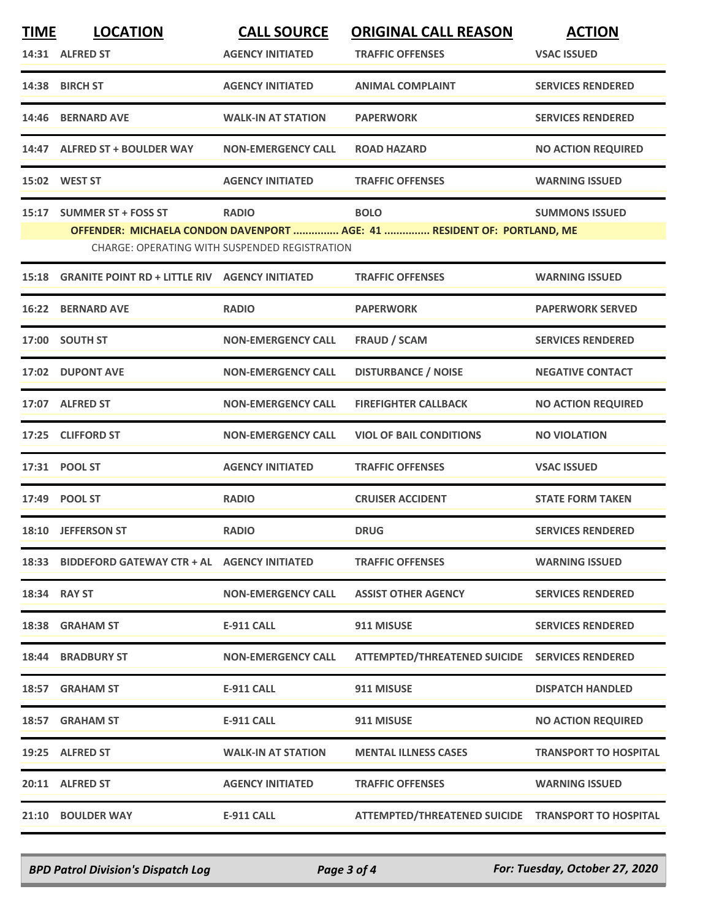| TIME | LOCATION | CALL SOURCE | ORIGINAL CALL REASON | ACTION |
|---|---|---|---|---|
| 14:31 | ALFRED ST | AGENCY INITIATED | TRAFFIC OFFENSES | VSAC ISSUED |
| 14:38 | BIRCH ST | AGENCY INITIATED | ANIMAL COMPLAINT | SERVICES RENDERED |
| 14:46 | BERNARD AVE | WALK-IN AT STATION | PAPERWORK | SERVICES RENDERED |
| 14:47 | ALFRED ST + BOULDER WAY | NON-EMERGENCY CALL | ROAD HAZARD | NO ACTION REQUIRED |
| 15:02 | WEST ST | AGENCY INITIATED | TRAFFIC OFFENSES | WARNING ISSUED |
| 15:17 | SUMMER ST + FOSS ST | RADIO | BOLO | SUMMONS ISSUED |
| | **OFFENDER: MICHAELA CONDON DAVENPORT ............... AGE: 41 ............... RESIDENT OF: PORTLAND, ME** | | | |
| | CHARGE: OPERATING WITH SUSPENDED REGISTRATION | | | |
| 15:18 | GRANITE POINT RD + LITTLE RIV | AGENCY INITIATED | TRAFFIC OFFENSES | WARNING ISSUED |
| 16:22 | BERNARD AVE | RADIO | PAPERWORK | PAPERWORK SERVED |
| 17:00 | SOUTH ST | NON-EMERGENCY CALL | FRAUD / SCAM | SERVICES RENDERED |
| 17:02 | DUPONT AVE | NON-EMERGENCY CALL | DISTURBANCE / NOISE | NEGATIVE CONTACT |
| 17:07 | ALFRED ST | NON-EMERGENCY CALL | FIREFIGHTER CALLBACK | NO ACTION REQUIRED |
| 17:25 | CLIFFORD ST | NON-EMERGENCY CALL | VIOL OF BAIL CONDITIONS | NO VIOLATION |
| 17:31 | POOL ST | AGENCY INITIATED | TRAFFIC OFFENSES | VSAC ISSUED |
| 17:49 | POOL ST | RADIO | CRUISER ACCIDENT | STATE FORM TAKEN |
| 18:10 | JEFFERSON ST | RADIO | DRUG | SERVICES RENDERED |
| 18:33 | BIDDEFORD GATEWAY CTR + AL | AGENCY INITIATED | TRAFFIC OFFENSES | WARNING ISSUED |
| 18:34 | RAY ST | NON-EMERGENCY CALL | ASSIST OTHER AGENCY | SERVICES RENDERED |
| 18:38 | GRAHAM ST | E-911 CALL | 911 MISUSE | SERVICES RENDERED |
| 18:44 | BRADBURY ST | NON-EMERGENCY CALL | ATTEMPTED/THREATENED SUICIDE | SERVICES RENDERED |
| 18:57 | GRAHAM ST | E-911 CALL | 911 MISUSE | DISPATCH HANDLED |
| 18:57 | GRAHAM ST | E-911 CALL | 911 MISUSE | NO ACTION REQUIRED |
| 19:25 | ALFRED ST | WALK-IN AT STATION | MENTAL ILLNESS CASES | TRANSPORT TO HOSPITAL |
| 20:11 | ALFRED ST | AGENCY INITIATED | TRAFFIC OFFENSES | WARNING ISSUED |
| 21:10 | BOULDER WAY | E-911 CALL | ATTEMPTED/THREATENED SUICIDE | TRANSPORT TO HOSPITAL |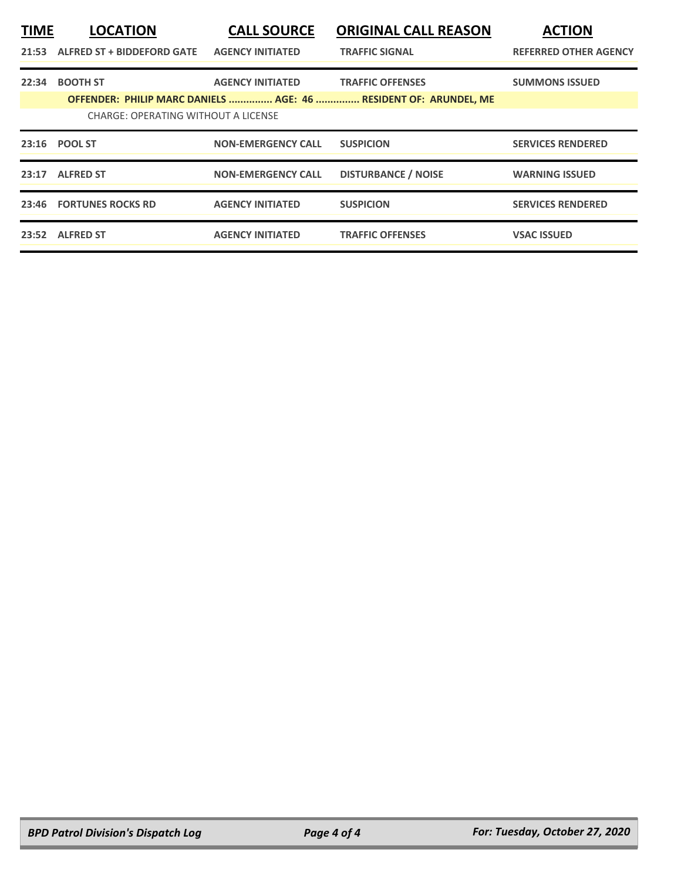| TIME | LOCATION | CALL SOURCE | ORIGINAL CALL REASON | ACTION |
|---|---|---|---|---|
| 21:53 | ALFRED ST + BIDDEFORD GATE | AGENCY INITIATED | TRAFFIC SIGNAL | REFERRED OTHER AGENCY |
| 22:34 | BOOTH ST | AGENCY INITIATED | TRAFFIC OFFENSES | SUMMONS ISSUED |
| | OFFENDER: PHILIP MARC DANIELS ............... AGE: 46 ............... RESIDENT OF: ARUNDEL, ME | | | |
| | CHARGE: OPERATING WITHOUT A LICENSE | | | |
| 23:16 | POOL ST | NON-EMERGENCY CALL | SUSPICION | SERVICES RENDERED |
| 23:17 | ALFRED ST | NON-EMERGENCY CALL | DISTURBANCE / NOISE | WARNING ISSUED |
| 23:46 | FORTUNES ROCKS RD | AGENCY INITIATED | SUSPICION | SERVICES RENDERED |
| 23:52 | ALFRED ST | AGENCY INITIATED | TRAFFIC OFFENSES | VSAC ISSUED |